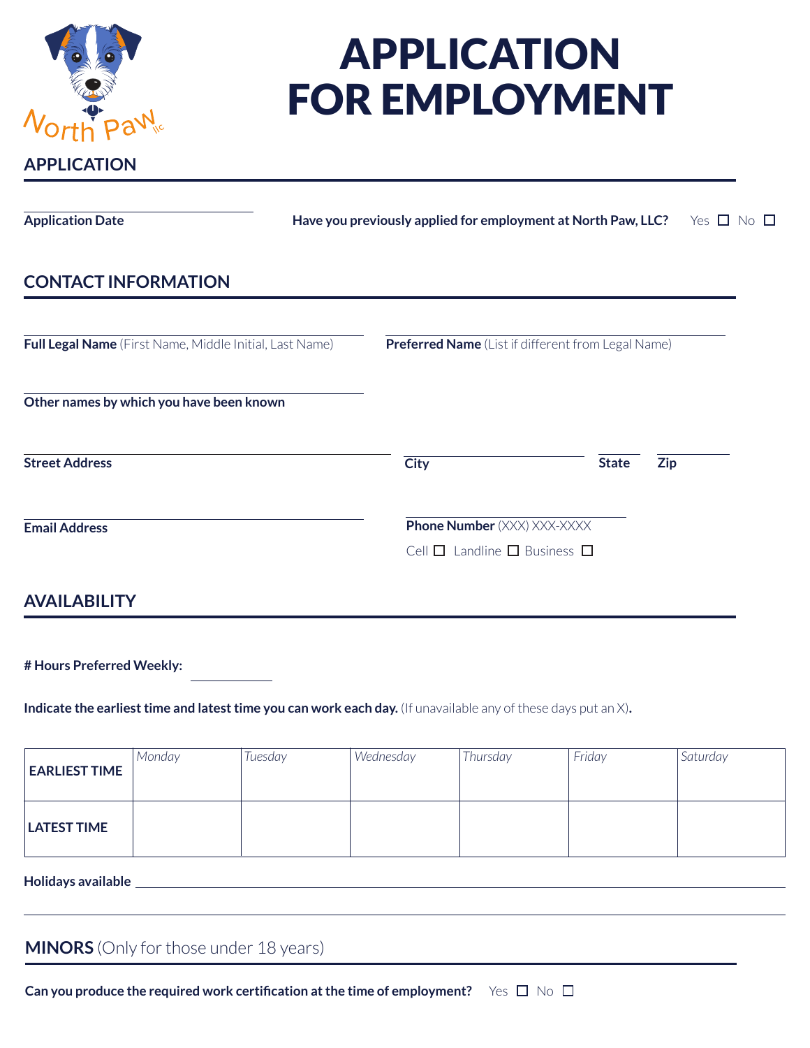North Paw llc

# APPLICATION FOR EMPLOYMENT

## APPLICATION

**Application Date** ______________________

**Have you previously applied for employment at North Paw, LLC?** Yes ☐ No ☐

## CONTACT INFORMATION

**Full Legal Name** (First Name, Middle Initial, Last Name) ______________________

**Preferred Name** (List if different from Legal Name) ______________________

**Other names by which you have been known** ______________________

**Street Address** ______________________ **City** ______________ **State** ______ **Zip** ______

**Email Address** ______________________

**Phone Number** (XXX) XXX-XXXX ______________________

Cell ☐ Landline ☐ Business ☐

## AVAILABILITY

**# Hours Preferred Weekly:** ______________

**Indicate the earliest time and latest time you can work each day.** (If unavailable any of these days put an X).

| | *Monday* | *Tuesday* | *Wednesday* | *Thursday* | *Friday* | *Saturday* |
|---|---|---|---|---|---|---|
| **EARLIEST TIME** | | | | | | |
| **LATEST TIME** | | | | | | |

**Holidays available** ______________________________________________

## MINORS (Only for those under 18 years)

**Can you produce the required work certification at the time of employment?** Yes ☐ No ☐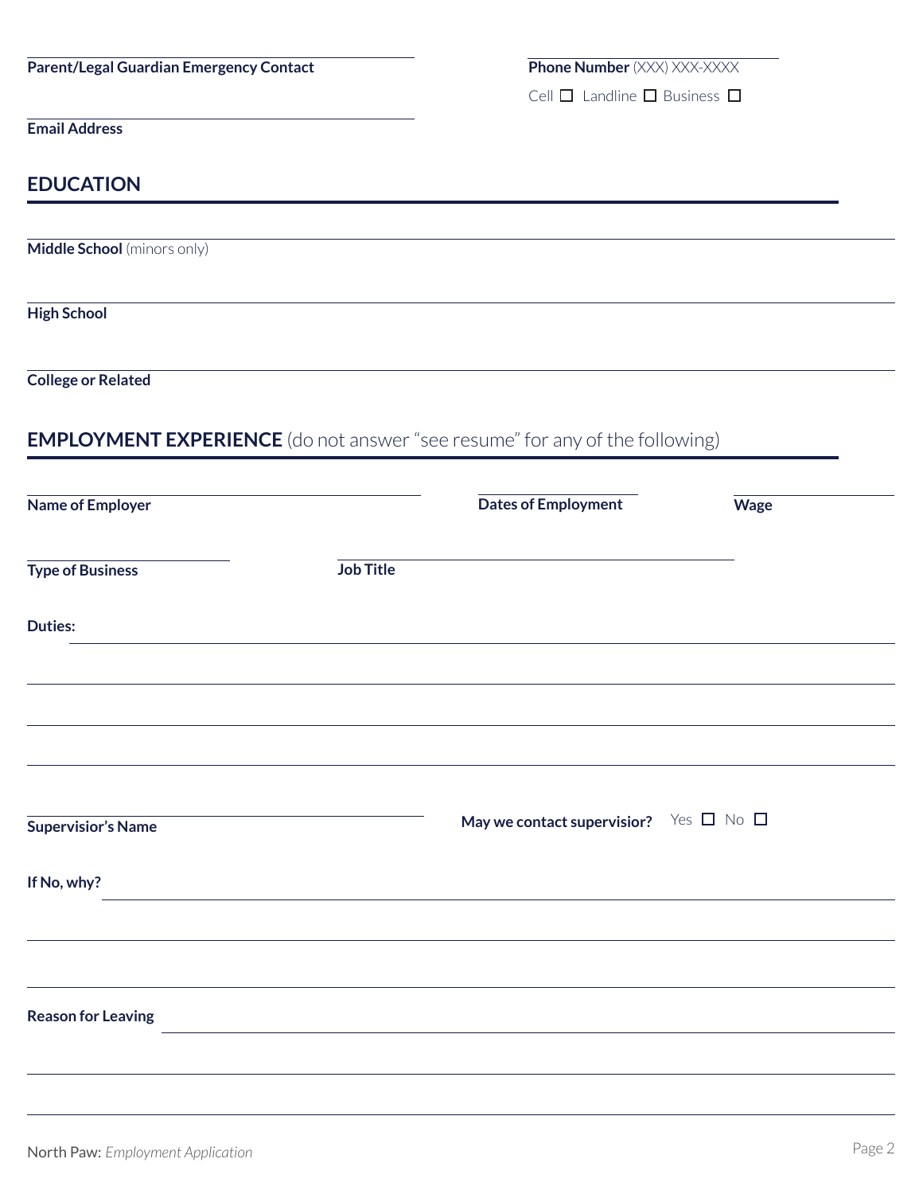**Parent/Legal Guardian Emergency Contact** ______________________

**Phone Number** (XXX) XXX-XXXX

Cell ☐ Landline ☐ Business ☐

**Email Address** ______________________

## EDUCATION

**Middle School** (minors only) ______________________

**High School** ______________________

**College or Related** ______________________

## EMPLOYMENT EXPERIENCE (do not answer "see resume" for any of the following)

**Name of Employer** ______________________

**Dates of Employment** ______________________

**Wage** ______________________

**Type of Business** ______________________

**Job Title** ______________________

**Duties:** ______________________

______________________

______________________

______________________

**Supervisior's Name** ______________________

**May we contact supervisior?** Yes ☐ No ☐

**If No, why?** ______________________

______________________

______________________

**Reason for Leaving** ______________________

______________________

______________________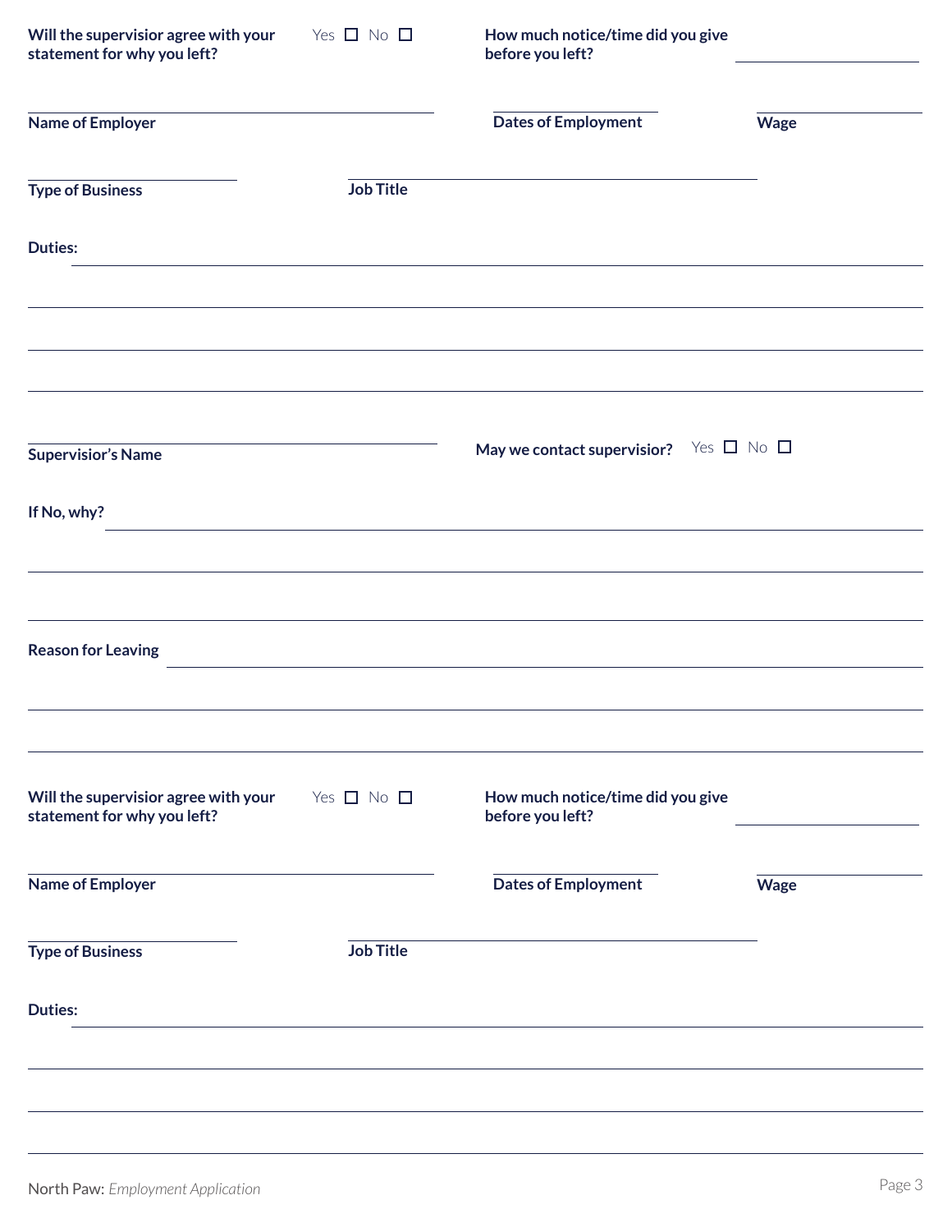**Will the supervisior agree with your statement for why you left?** Yes ☐ No ☐

**How much notice/time did you give before you left?** ______________________

______________________________________________ ______________________ ______________________

**Name of Employer** **Dates of Employment** **Wage**

______________________________ ______________________________________________

**Type of Business** **Job Title**

**Duties:** ______________________________________________________________________________

__________________________________________________________________________________________

__________________________________________________________________________________________

__________________________________________________________________________________________

______________________________________________

**Supervisior's Name**

**May we contact supervisior?** Yes ☐ No ☐

**If No, why?** ______________________________________________________________________________

__________________________________________________________________________________________

__________________________________________________________________________________________

**Reason for Leaving** ______________________________________________________________________

__________________________________________________________________________________________

__________________________________________________________________________________________

**Will the supervisior agree with your statement for why you left?** Yes ☐ No ☐

**How much notice/time did you give before you left?** ______________________

______________________________________________ ______________________ ______________________

**Name of Employer** **Dates of Employment** **Wage**

______________________________ ______________________________________________

**Type of Business** **Job Title**

**Duties:** ______________________________________________________________________________

__________________________________________________________________________________________

__________________________________________________________________________________________

__________________________________________________________________________________________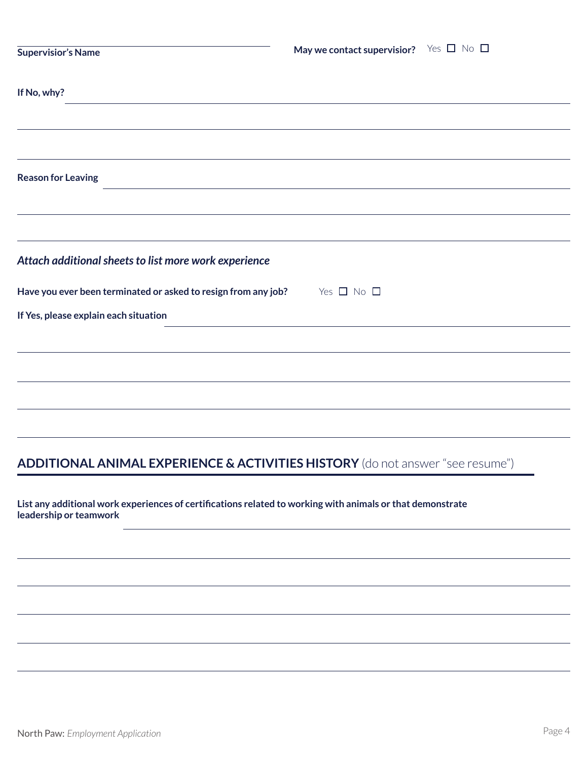**Supervisior's Name** \_\_\_\_\_\_\_\_\_\_\_\_\_\_\_\_\_\_\_\_\_\_\_\_\_\_\_\_\_\_\_\_\_\_\_\_

**May we contact supervisior?** Yes ☐ No ☐

**If No, why?** \_\_\_\_\_\_\_\_\_\_\_\_\_\_\_\_\_\_\_\_\_\_\_\_\_\_\_\_\_\_\_\_\_\_\_\_\_\_\_\_\_\_\_\_\_\_\_\_\_\_\_\_\_\_\_\_\_\_\_\_\_\_\_\_\_\_\_\_

\_\_\_\_\_\_\_\_\_\_\_\_\_\_\_\_\_\_\_\_\_\_\_\_\_\_\_\_\_\_\_\_\_\_\_\_\_\_\_\_\_\_\_\_\_\_\_\_\_\_\_\_\_\_\_\_\_\_\_\_\_\_\_\_\_\_\_\_\_\_\_\_\_\_\_\_\_\_

\_\_\_\_\_\_\_\_\_\_\_\_\_\_\_\_\_\_\_\_\_\_\_\_\_\_\_\_\_\_\_\_\_\_\_\_\_\_\_\_\_\_\_\_\_\_\_\_\_\_\_\_\_\_\_\_\_\_\_\_\_\_\_\_\_\_\_\_\_\_\_\_\_\_\_\_\_\_

**Reason for Leaving** \_\_\_\_\_\_\_\_\_\_\_\_\_\_\_\_\_\_\_\_\_\_\_\_\_\_\_\_\_\_\_\_\_\_\_\_\_\_\_\_\_\_\_\_\_\_\_\_\_\_\_\_\_\_\_\_\_\_\_\_\_\_

\_\_\_\_\_\_\_\_\_\_\_\_\_\_\_\_\_\_\_\_\_\_\_\_\_\_\_\_\_\_\_\_\_\_\_\_\_\_\_\_\_\_\_\_\_\_\_\_\_\_\_\_\_\_\_\_\_\_\_\_\_\_\_\_\_\_\_\_\_\_\_\_\_\_\_\_\_\_

\_\_\_\_\_\_\_\_\_\_\_\_\_\_\_\_\_\_\_\_\_\_\_\_\_\_\_\_\_\_\_\_\_\_\_\_\_\_\_\_\_\_\_\_\_\_\_\_\_\_\_\_\_\_\_\_\_\_\_\_\_\_\_\_\_\_\_\_\_\_\_\_\_\_\_\_\_\_

***Attach additional sheets to list more work experience***

**Have you ever been terminated or asked to resign from any job?** Yes ☐ No ☐

**If Yes, please explain each situation** \_\_\_\_\_\_\_\_\_\_\_\_\_\_\_\_\_\_\_\_\_\_\_\_\_\_\_\_\_\_\_\_\_\_\_\_\_\_\_\_\_\_\_\_\_\_\_\_\_\_\_\_

\_\_\_\_\_\_\_\_\_\_\_\_\_\_\_\_\_\_\_\_\_\_\_\_\_\_\_\_\_\_\_\_\_\_\_\_\_\_\_\_\_\_\_\_\_\_\_\_\_\_\_\_\_\_\_\_\_\_\_\_\_\_\_\_\_\_\_\_\_\_\_\_\_\_\_\_\_\_

\_\_\_\_\_\_\_\_\_\_\_\_\_\_\_\_\_\_\_\_\_\_\_\_\_\_\_\_\_\_\_\_\_\_\_\_\_\_\_\_\_\_\_\_\_\_\_\_\_\_\_\_\_\_\_\_\_\_\_\_\_\_\_\_\_\_\_\_\_\_\_\_\_\_\_\_\_\_

\_\_\_\_\_\_\_\_\_\_\_\_\_\_\_\_\_\_\_\_\_\_\_\_\_\_\_\_\_\_\_\_\_\_\_\_\_\_\_\_\_\_\_\_\_\_\_\_\_\_\_\_\_\_\_\_\_\_\_\_\_\_\_\_\_\_\_\_\_\_\_\_\_\_\_\_\_\_

\_\_\_\_\_\_\_\_\_\_\_\_\_\_\_\_\_\_\_\_\_\_\_\_\_\_\_\_\_\_\_\_\_\_\_\_\_\_\_\_\_\_\_\_\_\_\_\_\_\_\_\_\_\_\_\_\_\_\_\_\_\_\_\_\_\_\_\_\_\_\_\_\_\_\_\_\_\_

## ADDITIONAL ANIMAL EXPERIENCE & ACTIVITIES HISTORY (do not answer "see resume")

**List any additional work experiences of certifications related to working with animals or that demonstrate leadership or teamwork** \_\_\_\_\_\_\_\_\_\_\_\_\_\_\_\_\_\_\_\_\_\_\_\_\_\_\_\_\_\_\_\_\_\_\_\_\_\_\_\_\_\_\_\_\_\_\_\_\_\_\_\_\_\_\_\_\_\_

\_\_\_\_\_\_\_\_\_\_\_\_\_\_\_\_\_\_\_\_\_\_\_\_\_\_\_\_\_\_\_\_\_\_\_\_\_\_\_\_\_\_\_\_\_\_\_\_\_\_\_\_\_\_\_\_\_\_\_\_\_\_\_\_\_\_\_\_\_\_\_\_\_\_\_\_\_\_

\_\_\_\_\_\_\_\_\_\_\_\_\_\_\_\_\_\_\_\_\_\_\_\_\_\_\_\_\_\_\_\_\_\_\_\_\_\_\_\_\_\_\_\_\_\_\_\_\_\_\_\_\_\_\_\_\_\_\_\_\_\_\_\_\_\_\_\_\_\_\_\_\_\_\_\_\_\_

\_\_\_\_\_\_\_\_\_\_\_\_\_\_\_\_\_\_\_\_\_\_\_\_\_\_\_\_\_\_\_\_\_\_\_\_\_\_\_\_\_\_\_\_\_\_\_\_\_\_\_\_\_\_\_\_\_\_\_\_\_\_\_\_\_\_\_\_\_\_\_\_\_\_\_\_\_\_

\_\_\_\_\_\_\_\_\_\_\_\_\_\_\_\_\_\_\_\_\_\_\_\_\_\_\_\_\_\_\_\_\_\_\_\_\_\_\_\_\_\_\_\_\_\_\_\_\_\_\_\_\_\_\_\_\_\_\_\_\_\_\_\_\_\_\_\_\_\_\_\_\_\_\_\_\_\_

\_\_\_\_\_\_\_\_\_\_\_\_\_\_\_\_\_\_\_\_\_\_\_\_\_\_\_\_\_\_\_\_\_\_\_\_\_\_\_\_\_\_\_\_\_\_\_\_\_\_\_\_\_\_\_\_\_\_\_\_\_\_\_\_\_\_\_\_\_\_\_\_\_\_\_\_\_\_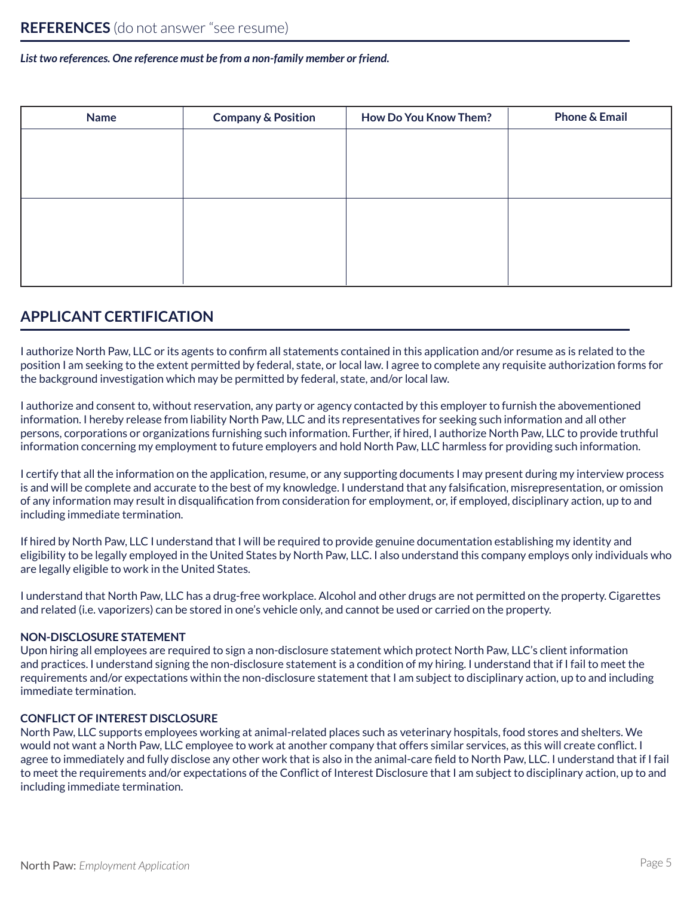## REFERENCES (do not answer "see resume)

***List two references. One reference must be from a non-family member or friend.***

| Name | Company & Position | How Do You Know Them? | Phone & Email |
|---|---|---|---|
| | | | |
| | | | |

## APPLICANT CERTIFICATION

I authorize North Paw, LLC or its agents to confirm all statements contained in this application and/or resume as is related to the position I am seeking to the extent permitted by federal, state, or local law. I agree to complete any requisite authorization forms for the background investigation which may be permitted by federal, state, and/or local law.

I authorize and consent to, without reservation, any party or agency contacted by this employer to furnish the abovementioned information. I hereby release from liability North Paw, LLC and its representatives for seeking such information and all other persons, corporations or organizations furnishing such information. Further, if hired, I authorize North Paw, LLC to provide truthful information concerning my employment to future employers and hold North Paw, LLC harmless for providing such information.

I certify that all the information on the application, resume, or any supporting documents I may present during my interview process is and will be complete and accurate to the best of my knowledge. I understand that any falsification, misrepresentation, or omission of any information may result in disqualification from consideration for employment, or, if employed, disciplinary action, up to and including immediate termination.

If hired by North Paw, LLC I understand that I will be required to provide genuine documentation establishing my identity and eligibility to be legally employed in the United States by North Paw, LLC. I also understand this company employs only individuals who are legally eligible to work in the United States.

I understand that North Paw, LLC has a drug-free workplace. Alcohol and other drugs are not permitted on the property. Cigarettes and related (i.e. vaporizers) can be stored in one's vehicle only, and cannot be used or carried on the property.

**NON-DISCLOSURE STATEMENT**
Upon hiring all employees are required to sign a non-disclosure statement which protect North Paw, LLC's client information and practices. I understand signing the non-disclosure statement is a condition of my hiring. I understand that if I fail to meet the requirements and/or expectations within the non-disclosure statement that I am subject to disciplinary action, up to and including immediate termination.

**CONFLICT OF INTEREST DISCLOSURE**
North Paw, LLC supports employees working at animal-related places such as veterinary hospitals, food stores and shelters. We would not want a North Paw, LLC employee to work at another company that offers similar services, as this will create conflict. I agree to immediately and fully disclose any other work that is also in the animal-care field to North Paw, LLC. I understand that if I fail to meet the requirements and/or expectations of the Conflict of Interest Disclosure that I am subject to disciplinary action, up to and including immediate termination.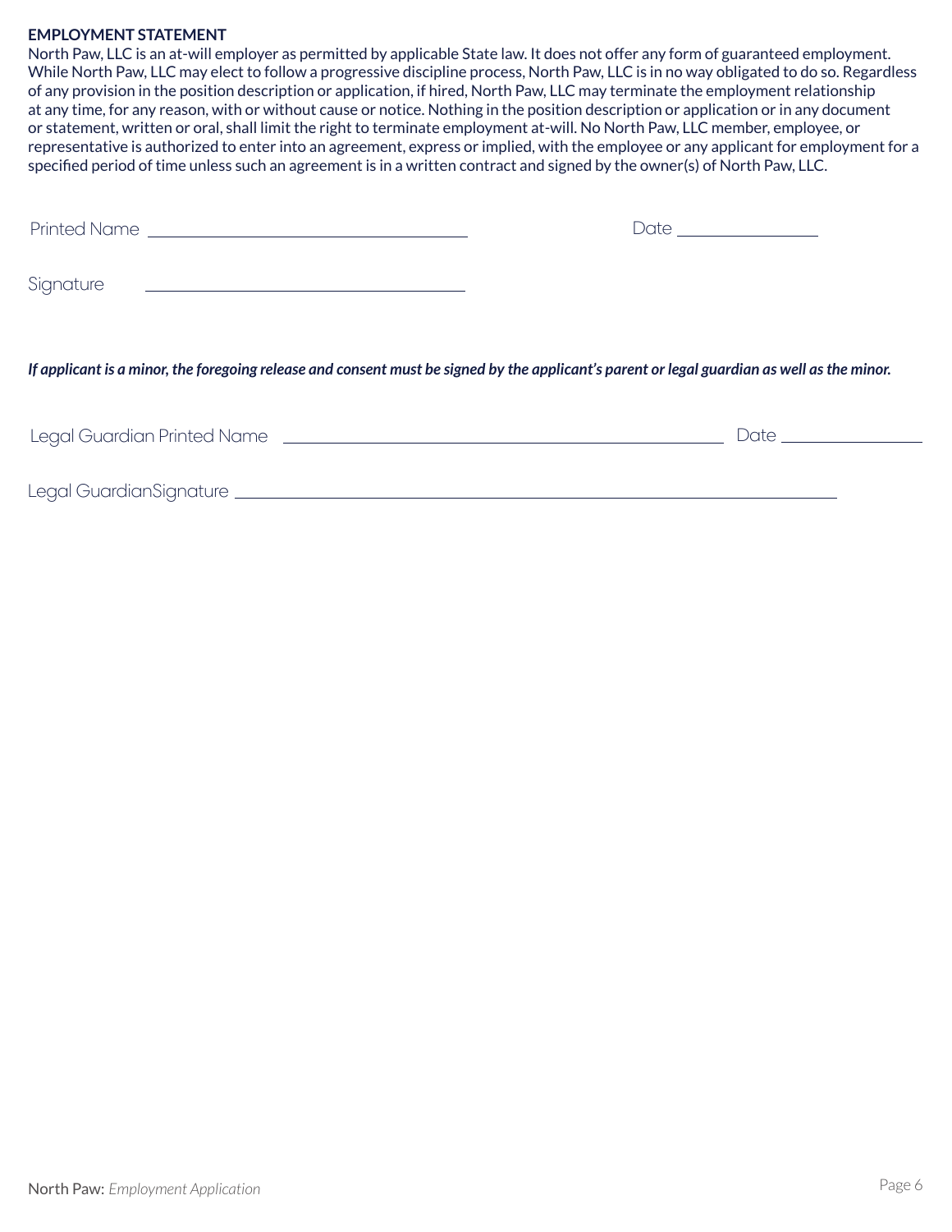**EMPLOYMENT STATEMENT**

North Paw, LLC is an at-will employer as permitted by applicable State law. It does not offer any form of guaranteed employment. While North Paw, LLC may elect to follow a progressive discipline process, North Paw, LLC is in no way obligated to do so. Regardless of any provision in the position description or application, if hired, North Paw, LLC may terminate the employment relationship at any time, for any reason, with or without cause or notice. Nothing in the position description or application or in any document or statement, written or oral, shall limit the right to terminate employment at-will. No North Paw, LLC member, employee, or representative is authorized to enter into an agreement, express or implied, with the employee or any applicant for employment for a specified period of time unless such an agreement is in a written contract and signed by the owner(s) of North Paw, LLC.

Printed Name ______________________________ Date ______________

Signature ______________________________

***If applicant is a minor, the foregoing release and consent must be signed by the applicant's parent or legal guardian as well as the minor.***

Legal Guardian Printed Name ________________________________________ Date ______________

Legal GuardianSignature ____________________________________________________________